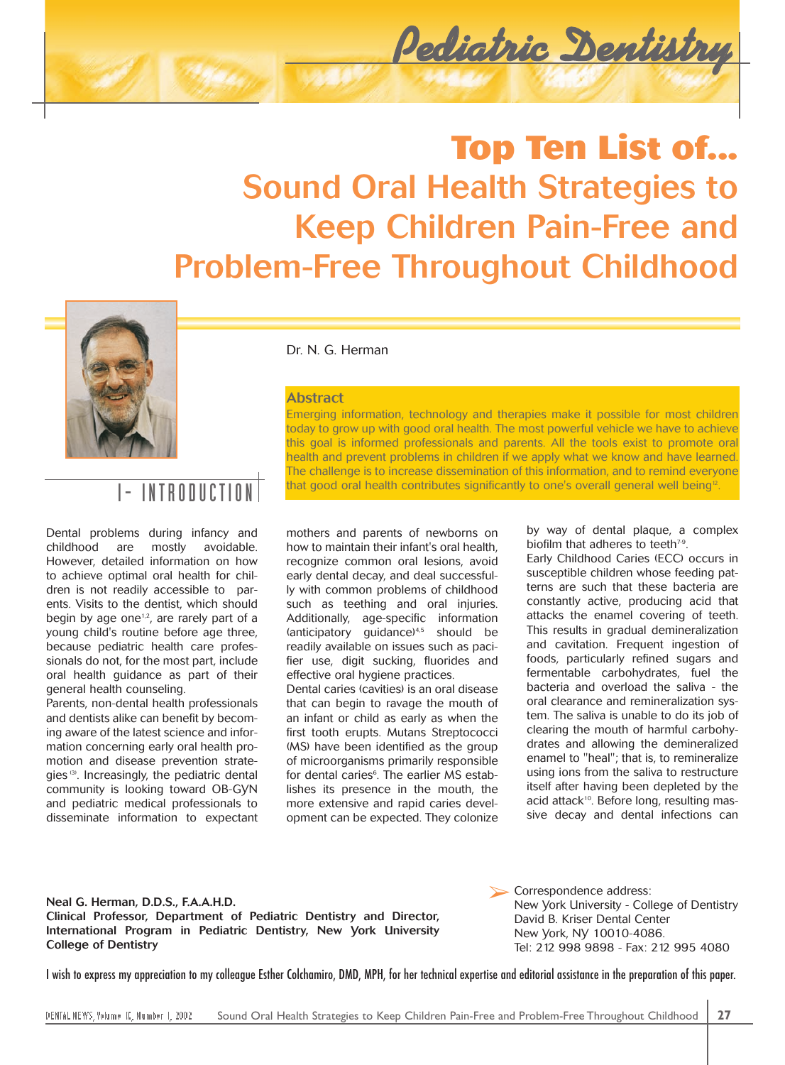# Pediatric Dentistry

# Top Ten List of...

## Sound Oral Health Strategies to Keep Children Pain-Free and Problem-Free Throughout Childhood

Dr. N. G. Herman

### Abstract

Emerging information, technology and therapies make it possible for most children today to grow up with good oral health. The most powerful vehicle we have to achieve this goal is informed professionals and parents. All the tools exist to promote oral health and prevent problems in children if we apply what we know and have learned. The challenge is to increase dissemination of this information, and to remind everyone that good oral health contributes significantly to one's overall general well being[12].

## I- INTRODUCTION

Dental problems during infancy and childhood are mostly avoidable. However, detailed information on how to achieve optimal oral health for children is not readily accessible to parents. Visits to the dentist, which should begin by age one[1,2], are rarely part of a young child's routine before age three, because pediatric health care professionals do not, for the most part, include oral health guidance as part of their general health counseling.

Parents, non-dental health professionals and dentists alike can benefit by becoming aware of the latest science and information concerning early oral health promotion and disease prevention strategies[3]. Increasingly, the pediatric dental community is looking toward OB-GYN and pediatric medical professionals to disseminate information to expectant mothers and parents of newborns on how to maintain their infant's oral health, recognize common oral lesions, avoid early dental decay, and deal successfully with common problems of childhood such as teething and oral injuries. Additionally, age-specific information (anticipatory guidance)[4,5] should be readily available on issues such as pacifier use, digit sucking, fluorides and effective oral hygiene practices.

Dental caries (cavities) is an oral disease that can begin to ravage the mouth of an infant or child as early as when the first tooth erupts. Mutans Streptococci (MS) have been identified as the group of microorganisms primarily responsible for dental caries[6]. The earlier MS establishes its presence in the mouth, the more extensive and rapid caries development can be expected. They colonize by way of dental plaque, a complex biofilm that adheres to teeth[7-9].

Early Childhood Caries (ECC) occurs in susceptible children whose feeding patterns are such that these bacteria are constantly active, producing acid that attacks the enamel covering of teeth. This results in gradual demineralization and cavitation. Frequent ingestion of foods, particularly refined sugars and fermentable carbohydrates, fuel the bacteria and overload the saliva - the oral clearance and remineralization system. The saliva is unable to do its job of clearing the mouth of harmful carbohydrates and allowing the demineralized enamel to "heal"; that is, to remineralize using ions from the saliva to restructure itself after having been depleted by the acid attack[10]. Before long, resulting massive decay and dental infections can

**Neal G. Herman, D.D.S., F.A.A.H.D.**
**Clinical Professor, Department of Pediatric Dentistry and Director, International Program in Pediatric Dentistry, New York University College of Dentistry**

Correspondence address:
New York University - College of Dentistry
David B. Kriser Dental Center
New York, NY 10010-4086.
Tel: 212 998 9898 - Fax: 212 995 4080

I wish to express my appreciation to my colleague Esther Colchamiro, DMD, MPH, for her technical expertise and editorial assistance in the preparation of this paper.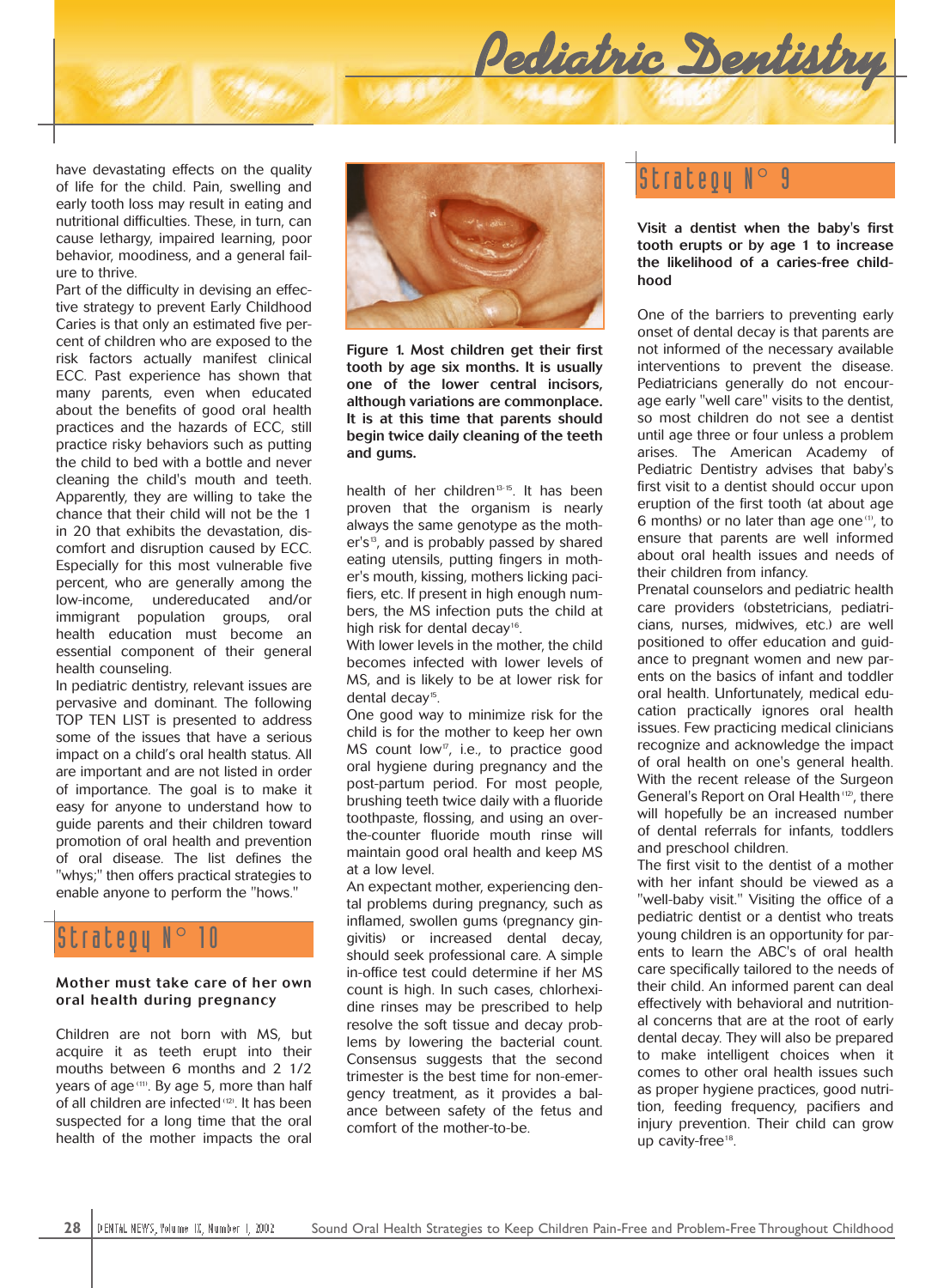have devastating effects on the quality of life for the child. Pain, swelling and early tooth loss may result in eating and nutritional difficulties. These, in turn, can cause lethargy, impaired learning, poor behavior, moodiness, and a general failure to thrive.

Part of the difficulty in devising an effective strategy to prevent Early Childhood Caries is that only an estimated five percent of children who are exposed to the risk factors actually manifest clinical ECC. Past experience has shown that many parents, even when educated about the benefits of good oral health practices and the hazards of ECC, still practice risky behaviors such as putting the child to bed with a bottle and never cleaning the child's mouth and teeth. Apparently, they are willing to take the chance that their child will not be the 1 in 20 that exhibits the devastation, discomfort and disruption caused by ECC. Especially for this most vulnerable five percent, who are generally among the low-income, undereducated and/or immigrant population groups, oral health education must become an essential component of their general health counseling.

In pediatric dentistry, relevant issues are pervasive and dominant. The following TOP TEN LIST is presented to address some of the issues that have a serious impact on a child's oral health status. All are important and are not listed in order of importance. The goal is to make it easy for anyone to understand how to guide parents and their children toward promotion of oral health and prevention of oral disease. The list defines the "whys;" then offers practical strategies to enable anyone to perform the "hows."

## Strategy N° 10

**Mother must take care of her own oral health during pregnancy**

Children are not born with MS, but acquire it as teeth erupt into their mouths between 6 months and 2 1/2 years of age[11]. By age 5, more than half of all children are infected[12]. It has been suspected for a long time that the oral health of the mother impacts the oral health of her children[13-15]. It has been proven that the organism is nearly always the same genotype as the mother's[13], and is probably passed by shared eating utensils, putting fingers in mother's mouth, kissing, mothers licking pacifiers, etc. If present in high enough numbers, the MS infection puts the child at high risk for dental decay[16].

With lower levels in the mother, the child becomes infected with lower levels of MS, and is likely to be at lower risk for dental decay[15].

One good way to minimize risk for the child is for the mother to keep her own MS count low[17], i.e., to practice good oral hygiene during pregnancy and the post-partum period. For most people, brushing teeth twice daily with a fluoride toothpaste, flossing, and using an over-the-counter fluoride mouth rinse will maintain good oral health and keep MS at a low level.

An expectant mother, experiencing dental problems during pregnancy, such as inflamed, swollen gums (pregnancy gingivitis) or increased dental decay, should seek professional care. A simple in-office test could determine if her MS count is high. In such cases, chlorhexidine rinses may be prescribed to help resolve the soft tissue and decay problems by lowering the bacterial count. Consensus suggests that the second trimester is the best time for non-emergency treatment, as it provides a balance between safety of the fetus and comfort of the mother-to-be.

**Figure 1. Most children get their first tooth by age six months. It is usually one of the lower central incisors, although variations are commonplace. It is at this time that parents should begin twice daily cleaning of the teeth and gums.**

## Strategy N° 9

**Visit a dentist when the baby's first tooth erupts or by age 1 to increase the likelihood of a caries-free childhood**

One of the barriers to preventing early onset of dental decay is that parents are not informed of the necessary available interventions to prevent the disease. Pediatricians generally do not encourage early "well care" visits to the dentist, so most children do not see a dentist until age three or four unless a problem arises. The American Academy of Pediatric Dentistry advises that baby's first visit to a dentist should occur upon eruption of the first tooth (at about age 6 months) or no later than age one[11], to ensure that parents are well informed about oral health issues and needs of their children from infancy.

Prenatal counselors and pediatric health care providers (obstetricians, pediatricians, nurses, midwives, etc.) are well positioned to offer education and guidance to pregnant women and new parents on the basics of infant and toddler oral health. Unfortunately, medical education practically ignores oral health issues. Few practicing medical clinicians recognize and acknowledge the impact of oral health on one's general health. With the recent release of the Surgeon General's Report on Oral Health[12], there will hopefully be an increased number of dental referrals for infants, toddlers and preschool children.

The first visit to the dentist of a mother with her infant should be viewed as a "well-baby visit." Visiting the office of a pediatric dentist or a dentist who treats young children is an opportunity for parents to learn the ABC's of oral health care specifically tailored to the needs of their child. An informed parent can deal effectively with behavioral and nutritional concerns that are at the root of early dental decay. They will also be prepared to make intelligent choices when it comes to other oral health issues such as proper hygiene practices, good nutrition, feeding frequency, pacifiers and injury prevention. Their child can grow up cavity-free[18].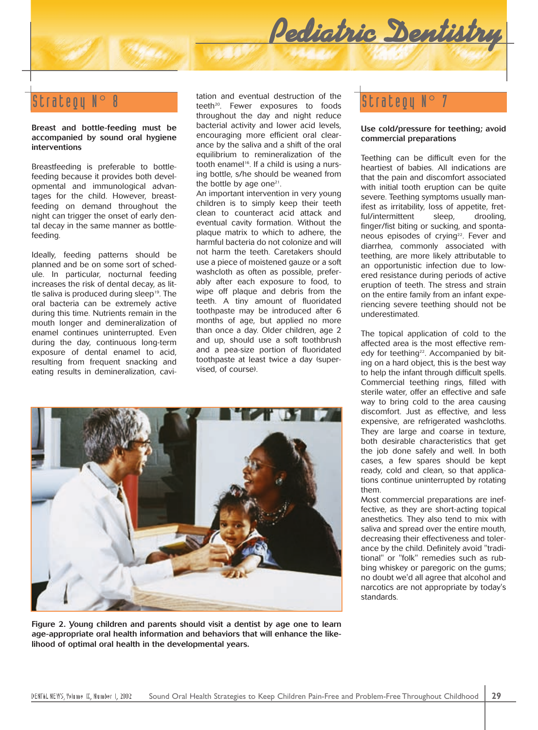## Strategy N° 8

**Breast and bottle-feeding must be accompanied by sound oral hygiene interventions**

Breastfeeding is preferable to bottle-feeding because it provides both developmental and immunological advantages for the child. However, breast-feeding on demand throughout the night can trigger the onset of early dental decay in the same manner as bottle-feeding.

Ideally, feeding patterns should be planned and be on some sort of schedule. In particular, nocturnal feeding increases the risk of dental decay, as little saliva is produced during sleep[19]. The oral bacteria can be extremely active during this time. Nutrients remain in the mouth longer and demineralization of enamel continues uninterrupted. Even during the day, continuous long-term exposure of dental enamel to acid, resulting from frequent snacking and eating results in demineralization, cavitation and eventual destruction of the teeth[20]. Fewer exposures to foods throughout the day and night reduce bacterial activity and lower acid levels, encouraging more efficient oral clearance by the saliva and a shift of the oral equilibrium to remineralization of the tooth enamel[16]. If a child is using a nursing bottle, s/he should be weaned from the bottle by age one[21].

An important intervention in very young children is to simply keep their teeth clean to counteract acid attack and eventual cavity formation. Without the plaque matrix to which to adhere, the harmful bacteria do not colonize and will not harm the teeth. Caretakers should use a piece of moistened gauze or a soft washcloth as often as possible, preferably after each exposure to food, to wipe off plaque and debris from the teeth. A tiny amount of fluoridated toothpaste may be introduced after 6 months of age, but applied no more than once a day. Older children, age 2 and up, should use a soft toothbrush and a pea-size portion of fluoridated toothpaste at least twice a day (supervised, of course).

**Figure 2. Young children and parents should visit a dentist by age one to learn age-appropriate oral health information and behaviors that will enhance the likelihood of optimal oral health in the developmental years.**

## Strategy N° 7

**Use cold/pressure for teething; avoid commercial preparations**

Teething can be difficult even for the heartiest of babies. All indications are that the pain and discomfort associated with initial tooth eruption can be quite severe. Teething symptoms usually manifest as irritability, loss of appetite, fretful/intermittent sleep, drooling, finger/fist biting or sucking, and spontaneous episodes of crying[22]. Fever and diarrhea, commonly associated with teething, are more likely attributable to an opportunistic infection due to lowered resistance during periods of active eruption of teeth. The stress and strain on the entire family from an infant experiencing severe teething should not be underestimated.

The topical application of cold to the affected area is the most effective remedy for teething[22]. Accompanied by biting on a hard object, this is the best way to help the infant through difficult spells. Commercial teething rings, filled with sterile water, offer an effective and safe way to bring cold to the area causing discomfort. Just as effective, and less expensive, are refrigerated washcloths. They are large and coarse in texture, both desirable characteristics that get the job done safely and well. In both cases, a few spares should be kept ready, cold and clean, so that applications continue uninterrupted by rotating them.

Most commercial preparations are ineffective, as they are short-acting topical anesthetics. They also tend to mix with saliva and spread over the entire mouth, decreasing their effectiveness and tolerance by the child. Definitely avoid "traditional" or "folk" remedies such as rubbing whiskey or paregoric on the gums; no doubt we'd all agree that alcohol and narcotics are not appropriate by today's standards.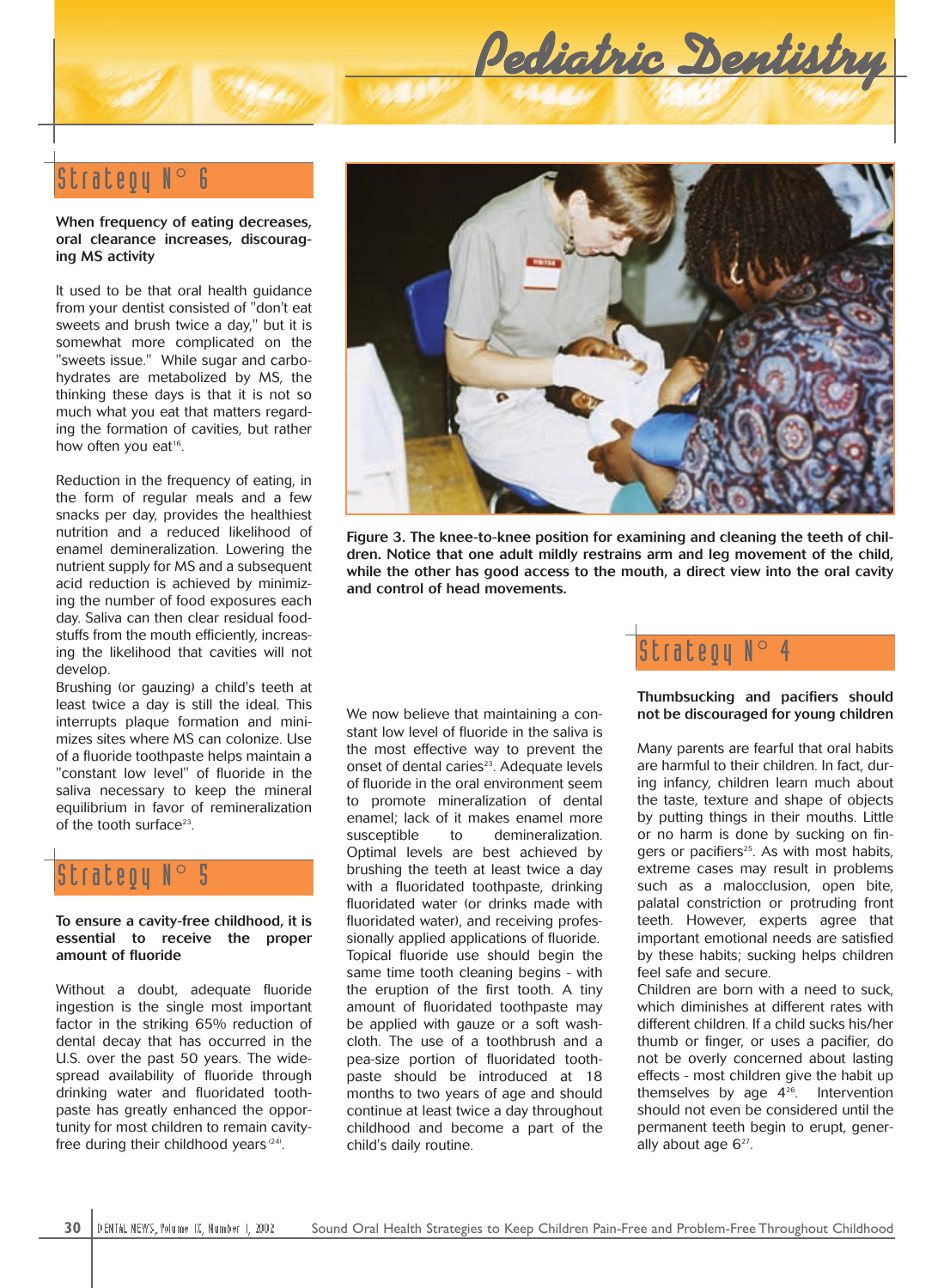## Strategy N° 6

**When frequency of eating decreases, oral clearance increases, discouraging MS activity**

It used to be that oral health guidance from your dentist consisted of "don't eat sweets and brush twice a day," but it is somewhat more complicated on the "sweets issue." While sugar and carbohydrates are metabolized by MS, the thinking these days is that it is not so much what you eat that matters regarding the formation of cavities, but rather how often you eat[16].

Reduction in the frequency of eating, in the form of regular meals and a few snacks per day, provides the healthiest nutrition and a reduced likelihood of enamel demineralization. Lowering the nutrient supply for MS and a subsequent acid reduction is achieved by minimizing the number of food exposures each day. Saliva can then clear residual foodstuffs from the mouth efficiently, increasing the likelihood that cavities will not develop.

Brushing (or gauzing) a child's teeth at least twice a day is still the ideal. This interrupts plaque formation and minimizes sites where MS can colonize. Use of a fluoride toothpaste helps maintain a "constant low level" of fluoride in the saliva necessary to keep the mineral equilibrium in favor of remineralization of the tooth surface[23].

## Strategy N° 5

**To ensure a cavity-free childhood, it is essential to receive the proper amount of fluoride**

Without a doubt, adequate fluoride ingestion is the single most important factor in the striking 65% reduction of dental decay that has occurred in the U.S. over the past 50 years. The widespread availability of fluoride through drinking water and fluoridated toothpaste has greatly enhanced the opportunity for most children to remain cavity-free during their childhood years[24].

Figure 3. The knee-to-knee position for examining and cleaning the teeth of children. Notice that one adult mildly restrains arm and leg movement of the child, while the other has good access to the mouth, a direct view into the oral cavity and control of head movements.

We now believe that maintaining a constant low level of fluoride in the saliva is the most effective way to prevent the onset of dental caries[23]. Adequate levels of fluoride in the oral environment seem to promote mineralization of dental enamel; lack of it makes enamel more susceptible to demineralization. Optimal levels are best achieved by brushing the teeth at least twice a day with a fluoridated toothpaste, drinking fluoridated water (or drinks made with fluoridated water), and receiving professionally applied applications of fluoride. Topical fluoride use should begin the same time tooth cleaning begins - with the eruption of the first tooth. A tiny amount of fluoridated toothpaste may be applied with gauze or a soft washcloth. The use of a toothbrush and a pea-size portion of fluoridated toothpaste should be introduced at 18 months to two years of age and should continue at least twice a day throughout childhood and become a part of the child's daily routine.

## Strategy N° 4

**Thumbsucking and pacifiers should not be discouraged for young children**

Many parents are fearful that oral habits are harmful to their children. In fact, during infancy, children learn much about the taste, texture and shape of objects by putting things in their mouths. Little or no harm is done by sucking on fingers or pacifiers[25]. As with most habits, extreme cases may result in problems such as a malocclusion, open bite, palatal constriction or protruding front teeth. However, experts agree that important emotional needs are satisfied by these habits; sucking helps children feel safe and secure.

Children are born with a need to suck, which diminishes at different rates with different children. If a child sucks his/her thumb or finger, or uses a pacifier, do not be overly concerned about lasting effects - most children give the habit up themselves by age 4[26]. Intervention should not even be considered until the permanent teeth begin to erupt, generally about age 6[27].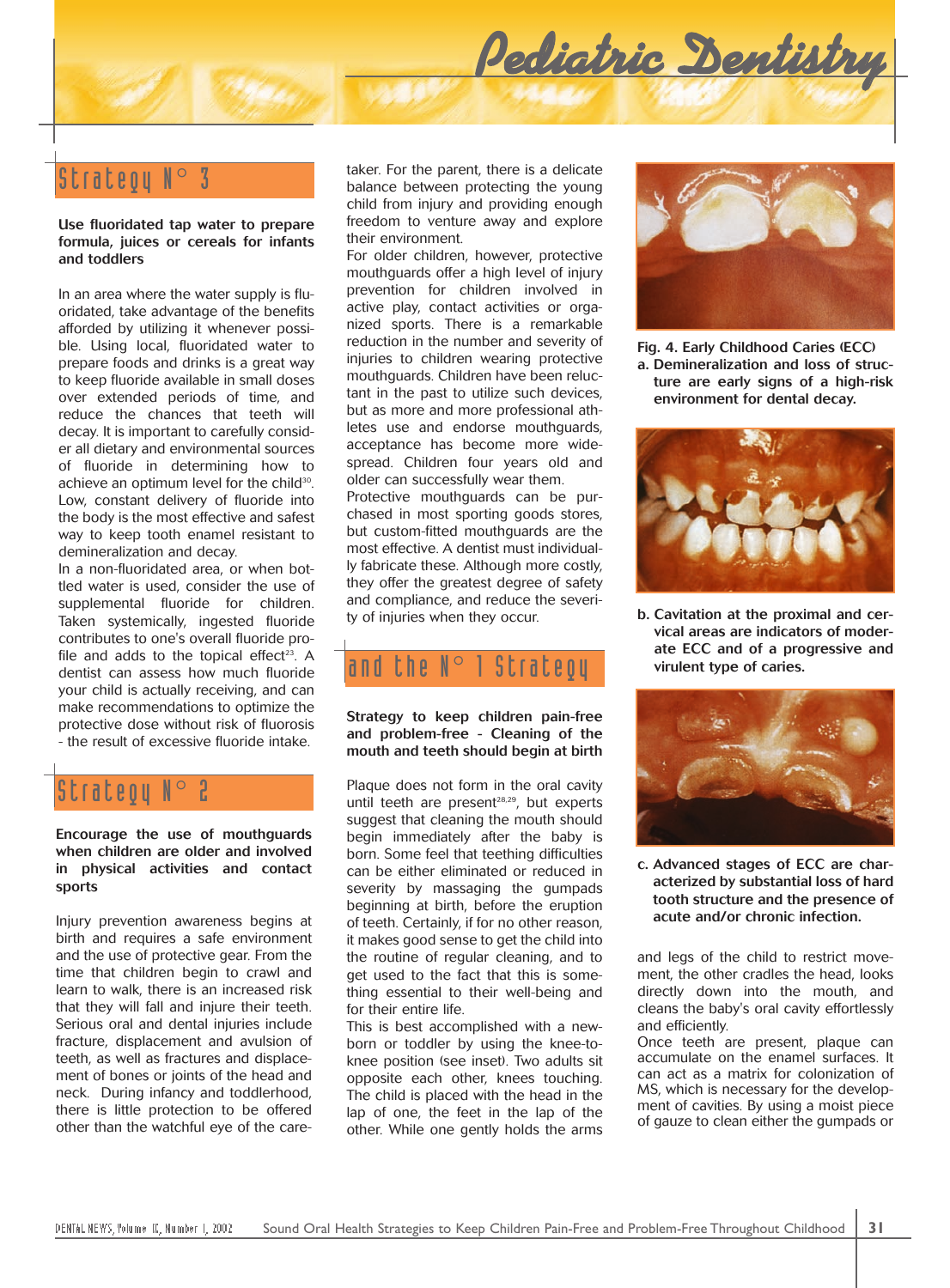## Strategy N° 3

**Use fluoridated tap water to prepare formula, juices or cereals for infants and toddlers**

In an area where the water supply is fluoridated, take advantage of the benefits afforded by utilizing it whenever possible. Using local, fluoridated water to prepare foods and drinks is a great way to keep fluoride available in small doses over extended periods of time, and reduce the chances that teeth will decay. It is important to carefully consider all dietary and environmental sources of fluoride in determining how to achieve an optimum level for the child[30]. Low, constant delivery of fluoride into the body is the most effective and safest way to keep tooth enamel resistant to demineralization and decay.

In a non-fluoridated area, or when bottled water is used, consider the use of supplemental fluoride for children. Taken systemically, ingested fluoride contributes to one's overall fluoride profile and adds to the topical effect[23]. A dentist can assess how much fluoride your child is actually receiving, and can make recommendations to optimize the protective dose without risk of fluorosis - the result of excessive fluoride intake.

## Strategy N° 2

**Encourage the use of mouthguards when children are older and involved in physical activities and contact sports**

Injury prevention awareness begins at birth and requires a safe environment and the use of protective gear. From the time that children begin to crawl and learn to walk, there is an increased risk that they will fall and injure their teeth. Serious oral and dental injuries include fracture, displacement and avulsion of teeth, as well as fractures and displacement of bones or joints of the head and neck. During infancy and toddlerhood, there is little protection to be offered other than the watchful eye of the caretaker. For the parent, there is a delicate balance between protecting the young child from injury and providing enough freedom to venture away and explore their environment.

For older children, however, protective mouthguards offer a high level of injury prevention for children involved in active play, contact activities or organized sports. There is a remarkable reduction in the number and severity of injuries to children wearing protective mouthguards. Children have been reluctant in the past to utilize such devices, but as more and more professional athletes use and endorse mouthguards, acceptance has become more widespread. Children four years old and older can successfully wear them.

Protective mouthguards can be purchased in most sporting goods stores, but custom-fitted mouthguards are the most effective. A dentist must individually fabricate these. Although more costly, they offer the greatest degree of safety and compliance, and reduce the severity of injuries when they occur.

## and the N° 1 Strategy

**Strategy to keep children pain-free and problem-free - Cleaning of the mouth and teeth should begin at birth**

Plaque does not form in the oral cavity until teeth are present[28,29], but experts suggest that cleaning the mouth should begin immediately after the baby is born. Some feel that teething difficulties can be either eliminated or reduced in severity by massaging the gumpads beginning at birth, before the eruption of teeth. Certainly, if for no other reason, it makes good sense to get the child into the routine of regular cleaning, and to get used to the fact that this is something essential to their well-being and for their entire life.

This is best accomplished with a newborn or toddler by using the knee-to-knee position (see inset). Two adults sit opposite each other, knees touching. The child is placed with the head in the lap of one, the feet in the lap of the other. While one gently holds the arms and legs of the child to restrict movement, the other cradles the head, looks directly down into the mouth, and cleans the baby's oral cavity effortlessly and efficiently.

Once teeth are present, plaque can accumulate on the enamel surfaces. It can act as a matrix for colonization of MS, which is necessary for the development of cavities. By using a moist piece of gauze to clean either the gumpads or

**Fig. 4. Early Childhood Caries (ECC)**

**a. Demineralization and loss of structure are early signs of a high-risk environment for dental decay.**

**b. Cavitation at the proximal and cervical areas are indicators of moderate ECC and of a progressive and virulent type of caries.**

**c. Advanced stages of ECC are characterized by substantial loss of hard tooth structure and the presence of acute and/or chronic infection.**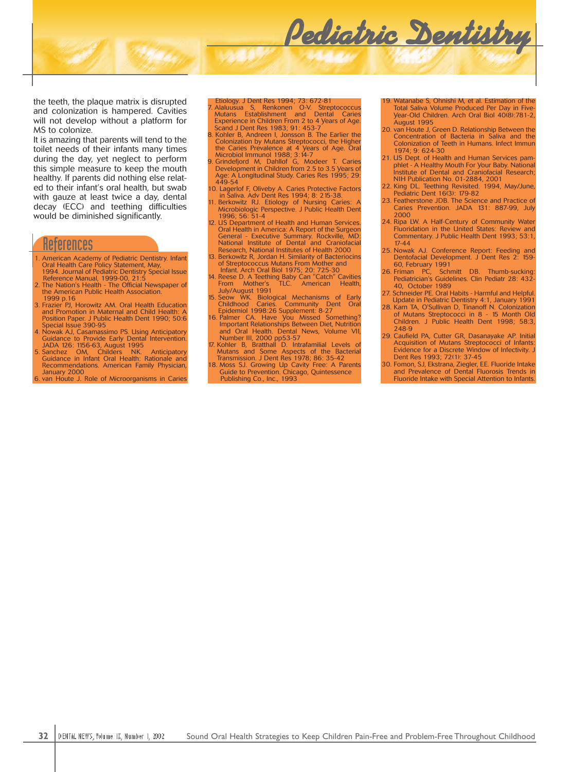the teeth, the plaque matrix is disrupted and colonization is hampered. Cavities will not develop without a platform for MS to colonize.

It is amazing that parents will tend to the toilet needs of their infants many times during the day, yet neglect to perform this simple measure to keep the mouth healthy. If parents did nothing else related to their infant's oral health, but swab with gauze at least twice a day, dental decay (ECC) and teething difficulties would be diminished significantly.

## References

1. American Academy of Pediatric Dentistry. Infant Oral Health Care Policy Statement, May, 1994. Journal of Pediatric Dentistry Special Issue Reference Manual, 1999-00, 21:5
2. The Nation's Health - The Official Newspaper of the American Public Health Association. 1999 p.16
3. Frazier PJ, Horowitz AM. Oral Health Education and Promotion in Maternal and Child Health: A Position Paper. J Public Health Dent 1990; 50:6 Special Issue 390-95
4. Nowak AJ, Casamassimo PS. Using Anticipatory Guidance to Provide Early Dental Intervention. JADA 126: 1156-63, August 1995
5. Sanchez OM, Childers NK. Anticipatory Guidance in Infant Oral Health: Rationale and Recommendations. American Family Physician, January 2000
6. van Houte J. Role of Microorganisms in Caries Etiology. J Dent Res 1994; 73: 672-81
7. Alaluusua S, Renkonen O-V. Streptococcus Mutans Establishment and Dental Caries Experience in Children From 2 to 4 Years of Age. Scand J Dent Res 1983; 91: 453-7
8. Kohler B, Andreen I, Jonsson B. The Earlier the Colonization by Mutans Streptococci, the Higher the Caries Prevalence at 4 Years of Age. Oral Microbiol Immunol 1988; 3:14-7
9. Grindefjord M, Dahllof G, Modeer T. Caries Development in Children from 2.5 to 3.5 Years of Age: A Longitudinal Study. Caries Res 1995; 29: 449-54
10. Lagerlof F, Oliveby A. Caries Protective Factors in Saliva. Adv Dent Res 1994; 8: 215-38.
11. Berkowitz RJ. Etiology of Nursing Caries: A Microbiologic Perspective. J Public Health Dent 1996; 56: 51-4
12. US Department of Health and Human Services. Oral Health in America: A Report of the Surgeon General - Executive Summary. Rockville, MD: National Institute of Dental and Craniofacial Research, National Institutes of Health 2000
13. Berkowitz R, Jordan H. Similarity of Bacteriocins of Streptococcus Mutans From Mother and Infant. Arch Oral Biol 1975; 20: 725-30
14. Reese D. A Teething Baby Can "Catch" Cavities From Mother's TLC. American Health, July/August 1991
15. Seow WK. Biological Mechanisms of Early Childhood Caries. Community Dent Oral Epidemiol 1998:26 Supplement: 8-27
16. Palmer CA. Have You Missed Something? Important Relationships Between Diet, Nutrition and Oral Health. Dental News, Volume VII, Number III, 2000 pp53-57
17. Kohler B, Bratthall D. Intrafamilial Levels of Mutans and Some Aspects of the Bacterial Transmission. J Dent Res 1978; 86: 35-42
18. Moss SJ. Growing Up Cavity Free: A Parents Guide to Prevention. Chicago, Quintessence Publishing Co., Inc., 1993
19. Watanabe S, Ohnishi M, et al. Estimation of the Total Saliva Volume Produced Per Day in Five-Year-Old Children. Arch Oral Biol 40(8):781-2, August 1995
20. van Houte J, Green D. Relationship Between the Concentration of Bacteria in Saliva and the Colonization of Teeth in Humans. Infect Immun 1974; 9: 624-30
21. US Dept. of Health and Human Services pamphlet - A Healthy Mouth For Your Baby. National Institute of Dental and Craniofacial Research; NIH Publication No. 01-2884, 2001
22. King DL. Teething Revisited. 1994, May/June, Pediatric Dent 16(3): 179-82
23. Featherstone JDB. The Science and Practice of Caries Prevention. JADA 131: 887-99, July 2000
24. Ripa LW. A Half-Century of Community Water Fluoridation in the United States: Review and Commentary. J Public Health Dent 1993; 53:1, 17-44
25. Nowak AJ. Conference Report: Feeding and Dentofacial Development. J Dent Res 2: 159-60, February 1991
26. Friman PC, Schmitt DB. Thumb-sucking: Pediatrician's Guidelines. Clin Pediatr 28: 432-40, October 1989
27. Schneider PE. Oral Habits - Harmful and Helpful. Update in Pediatric Dentistry 4:1, January 1991
28. Karn TA, O'Sullivan D, Tinanoff N. Colonization of Mutans Streptococci in 8 - 15 Month Old Children. J Public Health Dent 1998; 58:3, 248-9
29. Caufield PA, Cutter GR, Dasanayake AP. Initial Acquisition of Mutans Streptococci of Infants: Evidence for a Discrete Window of Infectivity. J Dent Res 1993; 72(1): 37-45
30. Fomon, SJ, Ekstrana, Ziegler, EE. Fluoride Intake and Prevalence of Dental Fluorosis Trends in Fluoride Intake with Special Attention to Infants.